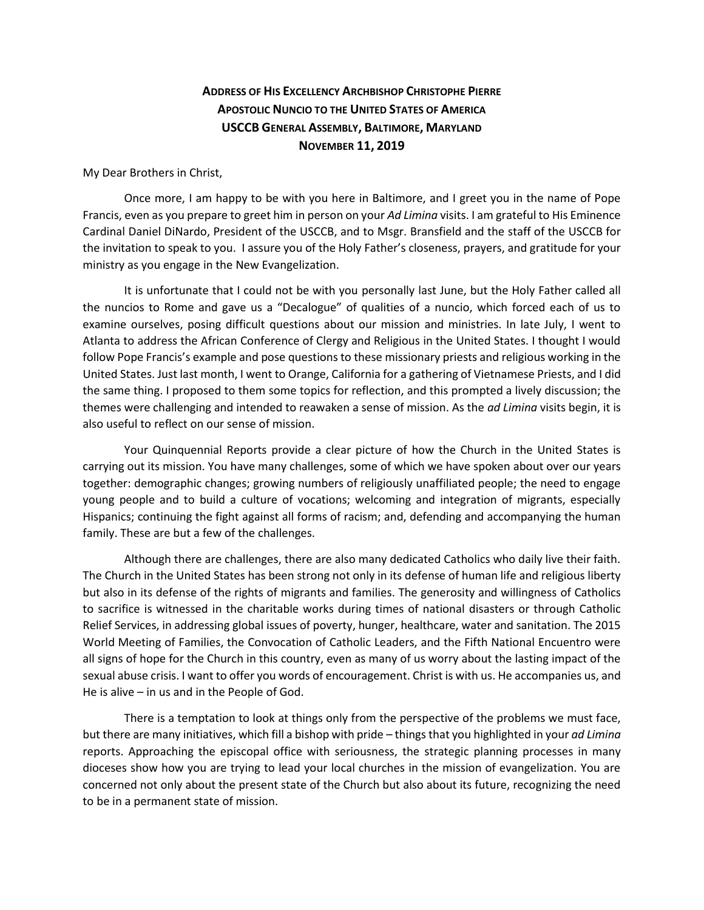**ADDRESS OF HIS EXCELLENCY ARCHBISHOP CHRISTOPHE PIERRE**
**APOSTOLIC NUNCIO TO THE UNITED STATES OF AMERICA**
**USCCB GENERAL ASSEMBLY, BALTIMORE, MARYLAND**
**NOVEMBER 11, 2019**

My Dear Brothers in Christ,

Once more, I am happy to be with you here in Baltimore, and I greet you in the name of Pope Francis, even as you prepare to greet him in person on your *Ad Limina* visits. I am grateful to His Eminence Cardinal Daniel DiNardo, President of the USCCB, and to Msgr. Bransfield and the staff of the USCCB for the invitation to speak to you. I assure you of the Holy Father's closeness, prayers, and gratitude for your ministry as you engage in the New Evangelization.

It is unfortunate that I could not be with you personally last June, but the Holy Father called all the nuncios to Rome and gave us a "Decalogue" of qualities of a nuncio, which forced each of us to examine ourselves, posing difficult questions about our mission and ministries. In late July, I went to Atlanta to address the African Conference of Clergy and Religious in the United States. I thought I would follow Pope Francis's example and pose questions to these missionary priests and religious working in the United States. Just last month, I went to Orange, California for a gathering of Vietnamese Priests, and I did the same thing. I proposed to them some topics for reflection, and this prompted a lively discussion; the themes were challenging and intended to reawaken a sense of mission. As the *ad Limina* visits begin, it is also useful to reflect on our sense of mission.

Your Quinquennial Reports provide a clear picture of how the Church in the United States is carrying out its mission. You have many challenges, some of which we have spoken about over our years together: demographic changes; growing numbers of religiously unaffiliated people; the need to engage young people and to build a culture of vocations; welcoming and integration of migrants, especially Hispanics; continuing the fight against all forms of racism; and, defending and accompanying the human family. These are but a few of the challenges.

Although there are challenges, there are also many dedicated Catholics who daily live their faith. The Church in the United States has been strong not only in its defense of human life and religious liberty but also in its defense of the rights of migrants and families. The generosity and willingness of Catholics to sacrifice is witnessed in the charitable works during times of national disasters or through Catholic Relief Services, in addressing global issues of poverty, hunger, healthcare, water and sanitation. The 2015 World Meeting of Families, the Convocation of Catholic Leaders, and the Fifth National Encuentro were all signs of hope for the Church in this country, even as many of us worry about the lasting impact of the sexual abuse crisis. I want to offer you words of encouragement. Christ is with us. He accompanies us, and He is alive – in us and in the People of God.

There is a temptation to look at things only from the perspective of the problems we must face, but there are many initiatives, which fill a bishop with pride – things that you highlighted in your *ad Limina* reports. Approaching the episcopal office with seriousness, the strategic planning processes in many dioceses show how you are trying to lead your local churches in the mission of evangelization. You are concerned not only about the present state of the Church but also about its future, recognizing the need to be in a permanent state of mission.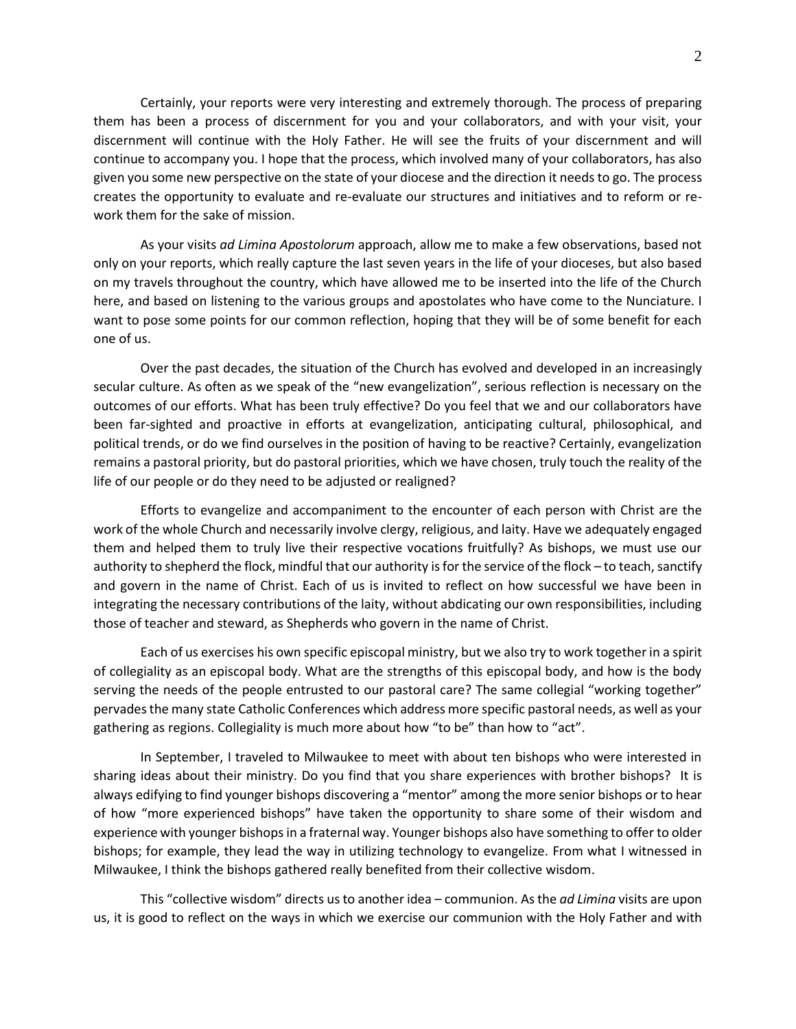Certainly, your reports were very interesting and extremely thorough. The process of preparing them has been a process of discernment for you and your collaborators, and with your visit, your discernment will continue with the Holy Father. He will see the fruits of your discernment and will continue to accompany you. I hope that the process, which involved many of your collaborators, has also given you some new perspective on the state of your diocese and the direction it needs to go. The process creates the opportunity to evaluate and re-evaluate our structures and initiatives and to reform or re-work them for the sake of mission.

As your visits *ad Limina Apostolorum* approach, allow me to make a few observations, based not only on your reports, which really capture the last seven years in the life of your dioceses, but also based on my travels throughout the country, which have allowed me to be inserted into the life of the Church here, and based on listening to the various groups and apostolates who have come to the Nunciature. I want to pose some points for our common reflection, hoping that they will be of some benefit for each one of us.

Over the past decades, the situation of the Church has evolved and developed in an increasingly secular culture. As often as we speak of the "new evangelization", serious reflection is necessary on the outcomes of our efforts. What has been truly effective? Do you feel that we and our collaborators have been far-sighted and proactive in efforts at evangelization, anticipating cultural, philosophical, and political trends, or do we find ourselves in the position of having to be reactive? Certainly, evangelization remains a pastoral priority, but do pastoral priorities, which we have chosen, truly touch the reality of the life of our people or do they need to be adjusted or realigned?

Efforts to evangelize and accompaniment to the encounter of each person with Christ are the work of the whole Church and necessarily involve clergy, religious, and laity. Have we adequately engaged them and helped them to truly live their respective vocations fruitfully? As bishops, we must use our authority to shepherd the flock, mindful that our authority is for the service of the flock – to teach, sanctify and govern in the name of Christ. Each of us is invited to reflect on how successful we have been in integrating the necessary contributions of the laity, without abdicating our own responsibilities, including those of teacher and steward, as Shepherds who govern in the name of Christ.

Each of us exercises his own specific episcopal ministry, but we also try to work together in a spirit of collegiality as an episcopal body. What are the strengths of this episcopal body, and how is the body serving the needs of the people entrusted to our pastoral care? The same collegial "working together" pervades the many state Catholic Conferences which address more specific pastoral needs, as well as your gathering as regions. Collegiality is much more about how "to be" than how to "act".

In September, I traveled to Milwaukee to meet with about ten bishops who were interested in sharing ideas about their ministry. Do you find that you share experiences with brother bishops? It is always edifying to find younger bishops discovering a "mentor" among the more senior bishops or to hear of how "more experienced bishops" have taken the opportunity to share some of their wisdom and experience with younger bishops in a fraternal way. Younger bishops also have something to offer to older bishops; for example, they lead the way in utilizing technology to evangelize. From what I witnessed in Milwaukee, I think the bishops gathered really benefited from their collective wisdom.

This "collective wisdom" directs us to another idea – communion. As the *ad Limina* visits are upon us, it is good to reflect on the ways in which we exercise our communion with the Holy Father and with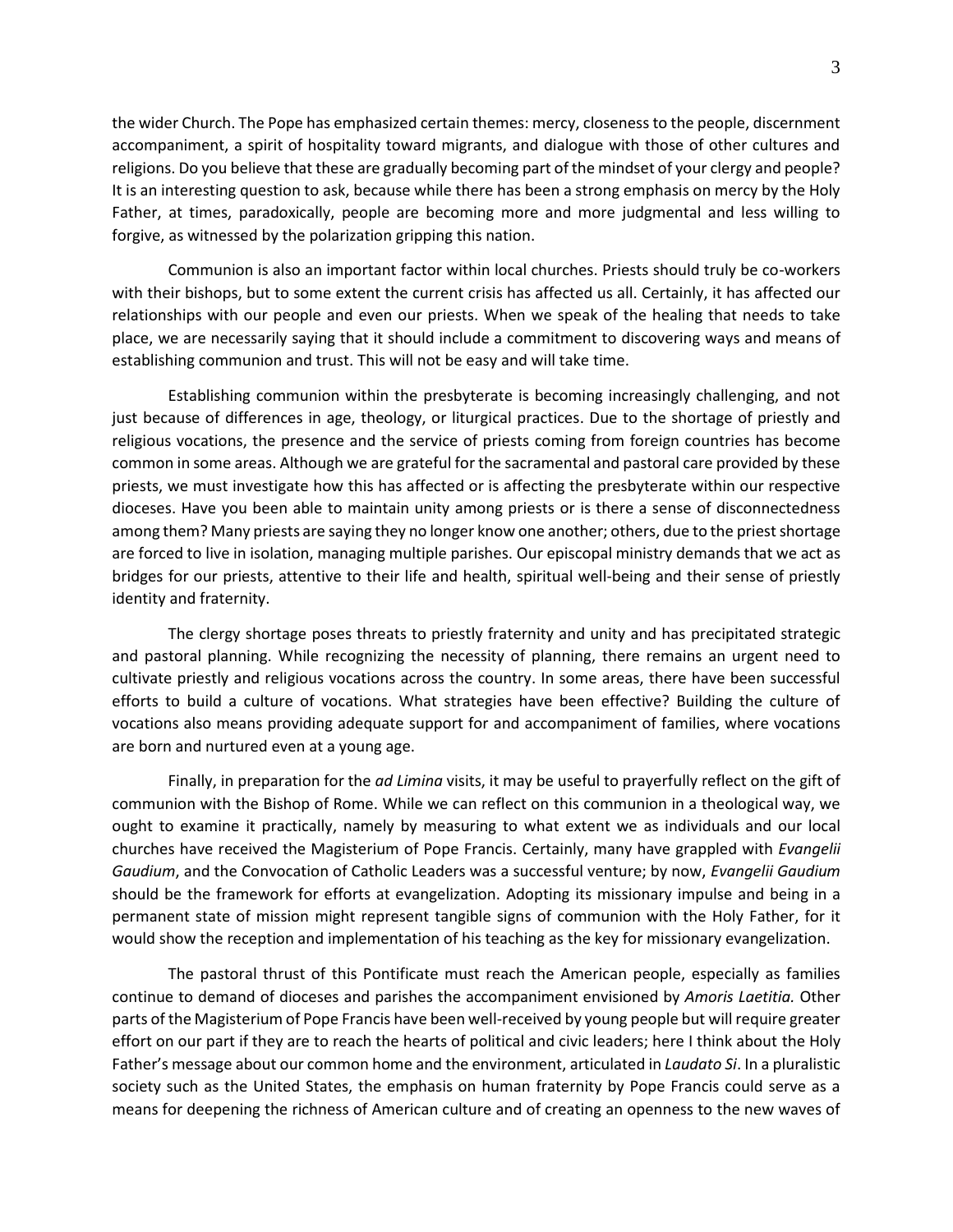the wider Church. The Pope has emphasized certain themes: mercy, closeness to the people, discernment accompaniment, a spirit of hospitality toward migrants, and dialogue with those of other cultures and religions. Do you believe that these are gradually becoming part of the mindset of your clergy and people? It is an interesting question to ask, because while there has been a strong emphasis on mercy by the Holy Father, at times, paradoxically, people are becoming more and more judgmental and less willing to forgive, as witnessed by the polarization gripping this nation.

Communion is also an important factor within local churches. Priests should truly be co-workers with their bishops, but to some extent the current crisis has affected us all. Certainly, it has affected our relationships with our people and even our priests. When we speak of the healing that needs to take place, we are necessarily saying that it should include a commitment to discovering ways and means of establishing communion and trust. This will not be easy and will take time.

Establishing communion within the presbyterate is becoming increasingly challenging, and not just because of differences in age, theology, or liturgical practices. Due to the shortage of priestly and religious vocations, the presence and the service of priests coming from foreign countries has become common in some areas. Although we are grateful for the sacramental and pastoral care provided by these priests, we must investigate how this has affected or is affecting the presbyterate within our respective dioceses. Have you been able to maintain unity among priests or is there a sense of disconnectedness among them? Many priests are saying they no longer know one another; others, due to the priest shortage are forced to live in isolation, managing multiple parishes. Our episcopal ministry demands that we act as bridges for our priests, attentive to their life and health, spiritual well-being and their sense of priestly identity and fraternity.

The clergy shortage poses threats to priestly fraternity and unity and has precipitated strategic and pastoral planning. While recognizing the necessity of planning, there remains an urgent need to cultivate priestly and religious vocations across the country. In some areas, there have been successful efforts to build a culture of vocations. What strategies have been effective? Building the culture of vocations also means providing adequate support for and accompaniment of families, where vocations are born and nurtured even at a young age.

Finally, in preparation for the *ad Limina* visits, it may be useful to prayerfully reflect on the gift of communion with the Bishop of Rome. While we can reflect on this communion in a theological way, we ought to examine it practically, namely by measuring to what extent we as individuals and our local churches have received the Magisterium of Pope Francis. Certainly, many have grappled with *Evangelii Gaudium*, and the Convocation of Catholic Leaders was a successful venture; by now, *Evangelii Gaudium* should be the framework for efforts at evangelization. Adopting its missionary impulse and being in a permanent state of mission might represent tangible signs of communion with the Holy Father, for it would show the reception and implementation of his teaching as the key for missionary evangelization.

The pastoral thrust of this Pontificate must reach the American people, especially as families continue to demand of dioceses and parishes the accompaniment envisioned by *Amoris Laetitia.* Other parts of the Magisterium of Pope Francis have been well-received by young people but will require greater effort on our part if they are to reach the hearts of political and civic leaders; here I think about the Holy Father's message about our common home and the environment, articulated in *Laudato Si*. In a pluralistic society such as the United States, the emphasis on human fraternity by Pope Francis could serve as a means for deepening the richness of American culture and of creating an openness to the new waves of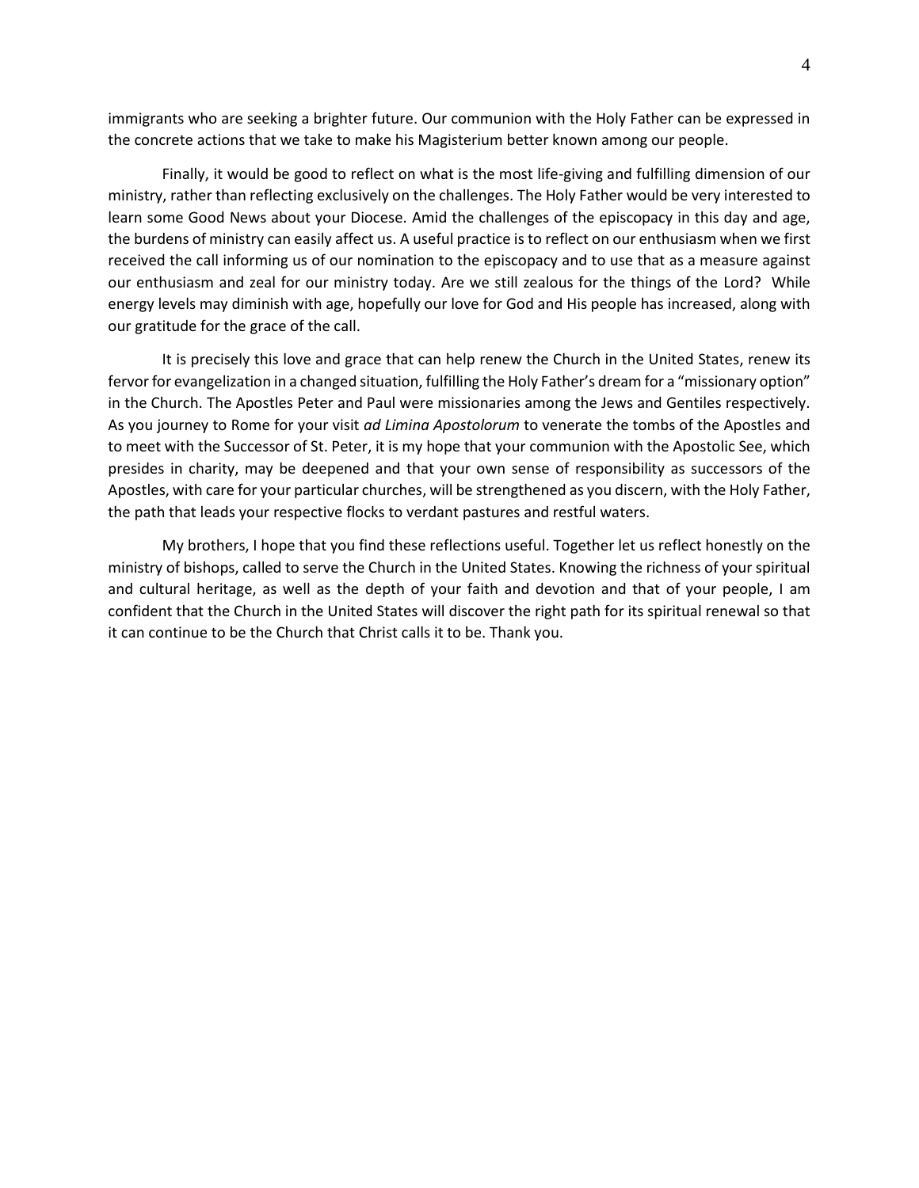immigrants who are seeking a brighter future. Our communion with the Holy Father can be expressed in the concrete actions that we take to make his Magisterium better known among our people.

Finally, it would be good to reflect on what is the most life-giving and fulfilling dimension of our ministry, rather than reflecting exclusively on the challenges. The Holy Father would be very interested to learn some Good News about your Diocese. Amid the challenges of the episcopacy in this day and age, the burdens of ministry can easily affect us. A useful practice is to reflect on our enthusiasm when we first received the call informing us of our nomination to the episcopacy and to use that as a measure against our enthusiasm and zeal for our ministry today. Are we still zealous for the things of the Lord? While energy levels may diminish with age, hopefully our love for God and His people has increased, along with our gratitude for the grace of the call.

It is precisely this love and grace that can help renew the Church in the United States, renew its fervor for evangelization in a changed situation, fulfilling the Holy Father's dream for a "missionary option" in the Church. The Apostles Peter and Paul were missionaries among the Jews and Gentiles respectively. As you journey to Rome for your visit *ad Limina Apostolorum* to venerate the tombs of the Apostles and to meet with the Successor of St. Peter, it is my hope that your communion with the Apostolic See, which presides in charity, may be deepened and that your own sense of responsibility as successors of the Apostles, with care for your particular churches, will be strengthened as you discern, with the Holy Father, the path that leads your respective flocks to verdant pastures and restful waters.

My brothers, I hope that you find these reflections useful. Together let us reflect honestly on the ministry of bishops, called to serve the Church in the United States. Knowing the richness of your spiritual and cultural heritage, as well as the depth of your faith and devotion and that of your people, I am confident that the Church in the United States will discover the right path for its spiritual renewal so that it can continue to be the Church that Christ calls it to be. Thank you.